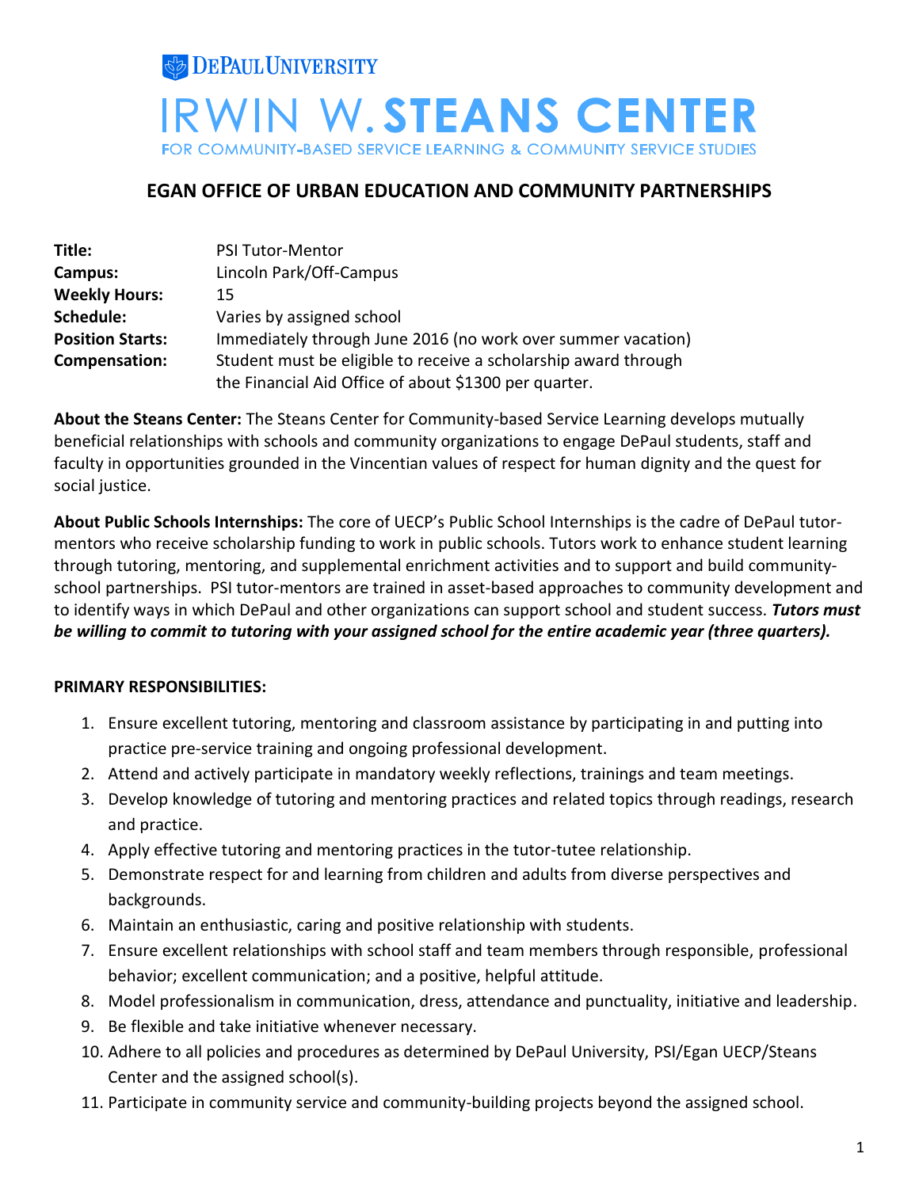DePaul University

# IRWIN W. STEANS CENTER

FOR COMMUNITY-BASED SERVICE LEARNING & COMMUNITY SERVICE STUDIES

## EGAN OFFICE OF URBAN EDUCATION AND COMMUNITY PARTNERSHIPS

| | |
|---|---|
| **Title:** | PSI Tutor-Mentor |
| **Campus:** | Lincoln Park/Off-Campus |
| **Weekly Hours:** | 15 |
| **Schedule:** | Varies by assigned school |
| **Position Starts:** | Immediately through June 2016 (no work over summer vacation) |
| **Compensation:** | Student must be eligible to receive a scholarship award through the Financial Aid Office of about $1300 per quarter. |

**About the Steans Center:** The Steans Center for Community-based Service Learning develops mutually beneficial relationships with schools and community organizations to engage DePaul students, staff and faculty in opportunities grounded in the Vincentian values of respect for human dignity and the quest for social justice.

**About Public Schools Internships:** The core of UECP's Public School Internships is the cadre of DePaul tutor-mentors who receive scholarship funding to work in public schools. Tutors work to enhance student learning through tutoring, mentoring, and supplemental enrichment activities and to support and build community-school partnerships. PSI tutor-mentors are trained in asset-based approaches to community development and to identify ways in which DePaul and other organizations can support school and student success. ***Tutors must be willing to commit to tutoring with your assigned school for the entire academic year (three quarters).***

**PRIMARY RESPONSIBILITIES:**

1. Ensure excellent tutoring, mentoring and classroom assistance by participating in and putting into practice pre-service training and ongoing professional development.
2. Attend and actively participate in mandatory weekly reflections, trainings and team meetings.
3. Develop knowledge of tutoring and mentoring practices and related topics through readings, research and practice.
4. Apply effective tutoring and mentoring practices in the tutor-tutee relationship.
5. Demonstrate respect for and learning from children and adults from diverse perspectives and backgrounds.
6. Maintain an enthusiastic, caring and positive relationship with students.
7. Ensure excellent relationships with school staff and team members through responsible, professional behavior; excellent communication; and a positive, helpful attitude.
8. Model professionalism in communication, dress, attendance and punctuality, initiative and leadership.
9. Be flexible and take initiative whenever necessary.
10. Adhere to all policies and procedures as determined by DePaul University, PSI/Egan UECP/Steans Center and the assigned school(s).
11. Participate in community service and community-building projects beyond the assigned school.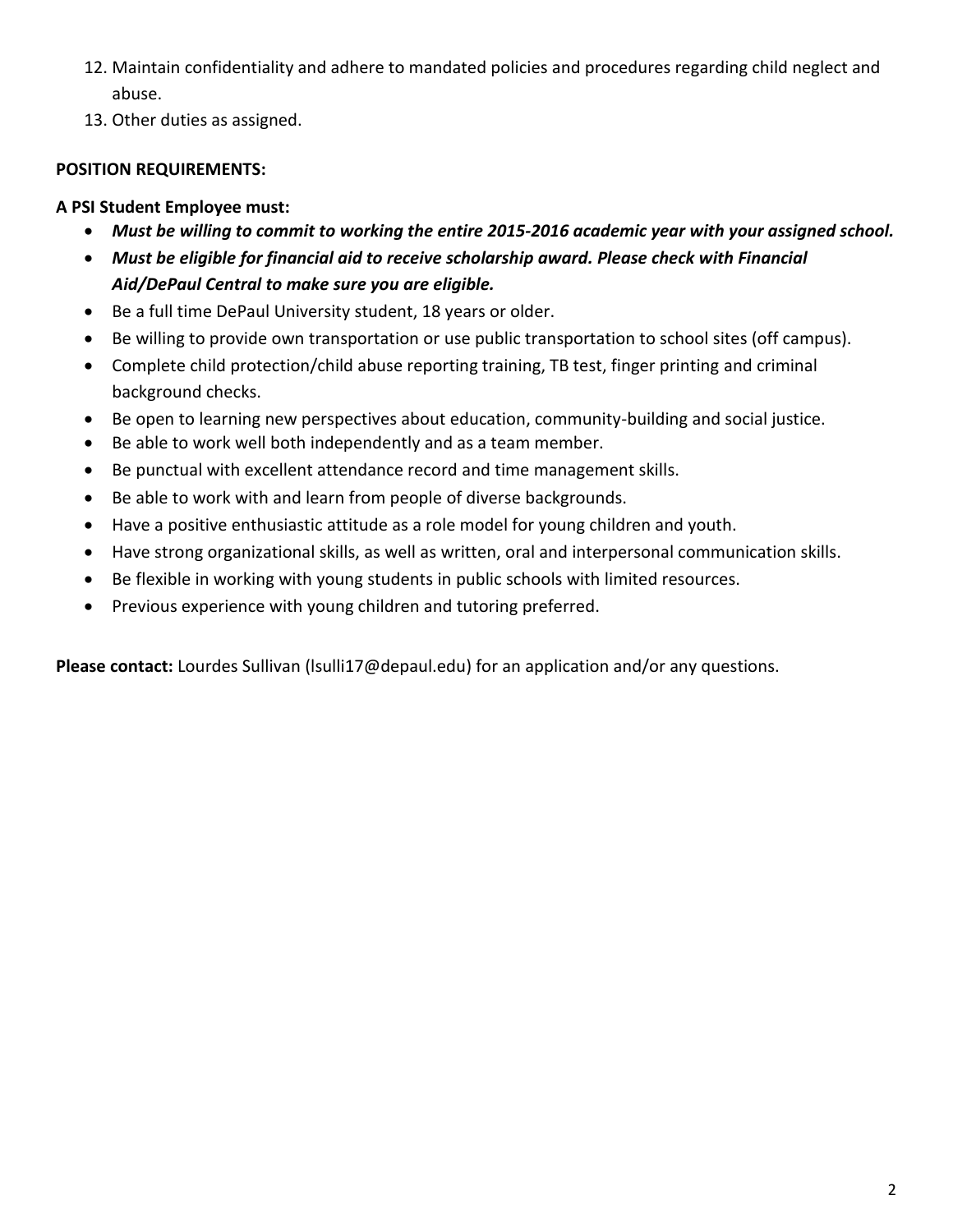12. Maintain confidentiality and adhere to mandated policies and procedures regarding child neglect and abuse.
13. Other duties as assigned.

**POSITION REQUIREMENTS:**

**A PSI Student Employee must:**

- ***Must be willing to commit to working the entire 2015-2016 academic year with your assigned school.***
- ***Must be eligible for financial aid to receive scholarship award. Please check with Financial Aid/DePaul Central to make sure you are eligible.***
- Be a full time DePaul University student, 18 years or older.
- Be willing to provide own transportation or use public transportation to school sites (off campus).
- Complete child protection/child abuse reporting training, TB test, finger printing and criminal background checks.
- Be open to learning new perspectives about education, community-building and social justice.
- Be able to work well both independently and as a team member.
- Be punctual with excellent attendance record and time management skills.
- Be able to work with and learn from people of diverse backgrounds.
- Have a positive enthusiastic attitude as a role model for young children and youth.
- Have strong organizational skills, as well as written, oral and interpersonal communication skills.
- Be flexible in working with young students in public schools with limited resources.
- Previous experience with young children and tutoring preferred.

**Please contact:** Lourdes Sullivan (lsulli17@depaul.edu) for an application and/or any questions.